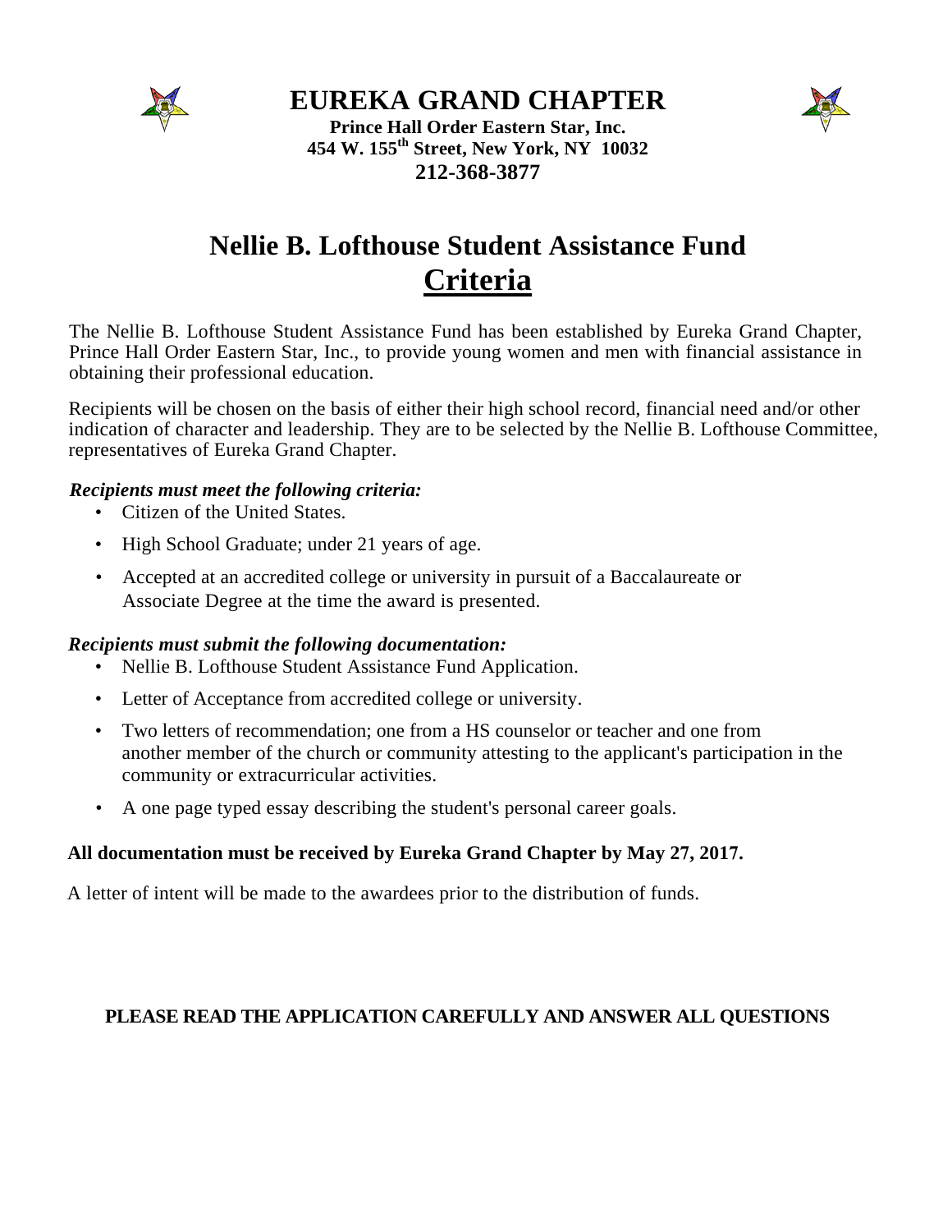# EUREKA GRAND CHAPTER

**Prince Hall Order Eastern Star, Inc.**
**454 W. 155th Street, New York, NY 10032**
**212-368-3877**

# Nellie B. Lofthouse Student Assistance Fund

## Criteria

The Nellie B. Lofthouse Student Assistance Fund has been established by Eureka Grand Chapter, Prince Hall Order Eastern Star, Inc., to provide young women and men with financial assistance in obtaining their professional education.

Recipients will be chosen on the basis of either their high school record, financial need and/or other indication of character and leadership. They are to be selected by the Nellie B. Lofthouse Committee, representatives of Eureka Grand Chapter.

***Recipients must meet the following criteria:***

- Citizen of the United States.
- High School Graduate; under 21 years of age.
- Accepted at an accredited college or university in pursuit of a Baccalaureate or Associate Degree at the time the award is presented.

***Recipients must submit the following documentation:***

- Nellie B. Lofthouse Student Assistance Fund Application.
- Letter of Acceptance from accredited college or university.
- Two letters of recommendation; one from a HS counselor or teacher and one from another member of the church or community attesting to the applicant's participation in the community or extracurricular activities.
- A one page typed essay describing the student's personal career goals.

**All documentation must be received by Eureka Grand Chapter by May 27, 2017.**

A letter of intent will be made to the awardees prior to the distribution of funds.

**PLEASE READ THE APPLICATION CAREFULLY AND ANSWER ALL QUESTIONS**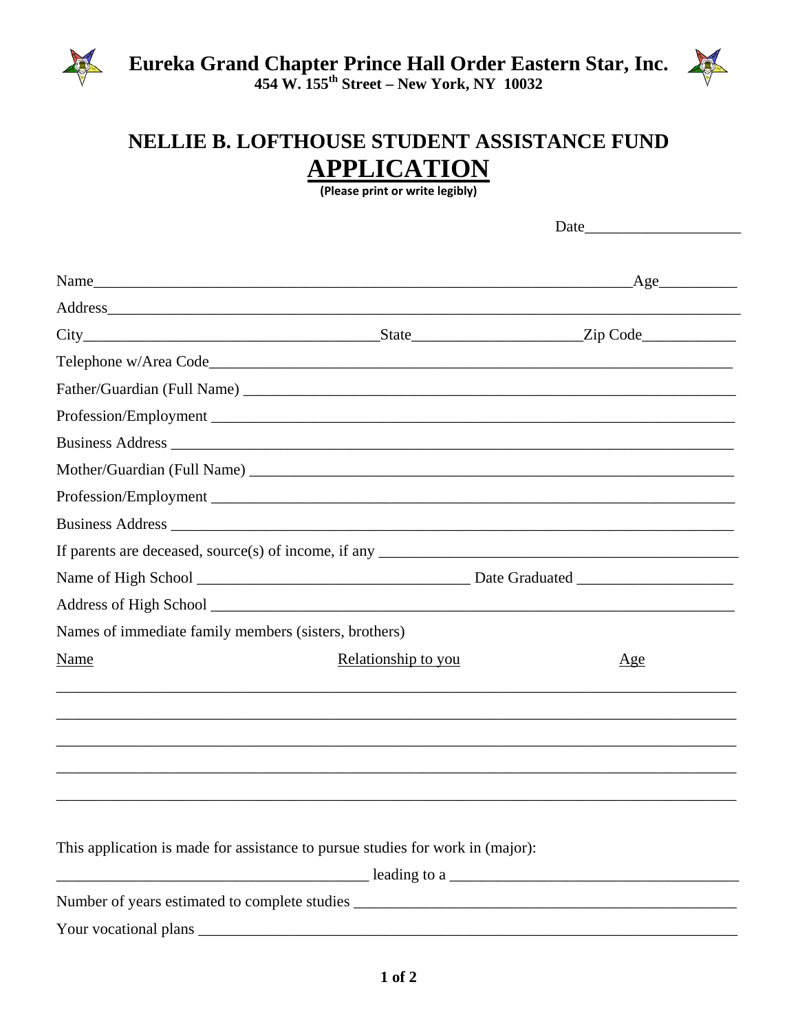# Eureka Grand Chapter Prince Hall Order Eastern Star, Inc.

**454 W. 155th Street – New York, NY 10032**

## NELLIE B. LOFTHOUSE STUDENT ASSISTANCE FUND

## APPLICATION

**(Please print or write legibly)**

Date___________________

Name_____________________________________________________________________Age__________

Address___________________________________________________________________________________

City_______________________________________State_____________________Zip Code____________

Telephone w/Area Code_____________________________________________________________________

Father/Guardian (Full Name) ________________________________________________________________

Profession/Employment ____________________________________________________________________

Business Address _________________________________________________________________________

Mother/Guardian (Full Name) _______________________________________________________________

Profession/Employment ____________________________________________________________________

Business Address _________________________________________________________________________

If parents are deceased, source(s) of income, if any _______________________________________________

Name of High School __________________________________ Date Graduated ____________________

Address of High School _____________________________________________________________________

Names of immediate family members (sisters, brothers)

| Name | Relationship to you | Age |
|---|---|---|
| | | |
| | | |
| | | |
| | | |
| | | |

This application is made for assistance to pursue studies for work in (major):

_________________________________________ leading to a _____________________________________

Number of years estimated to complete studies ___________________________________________________

Your vocational plans ______________________________________________________________________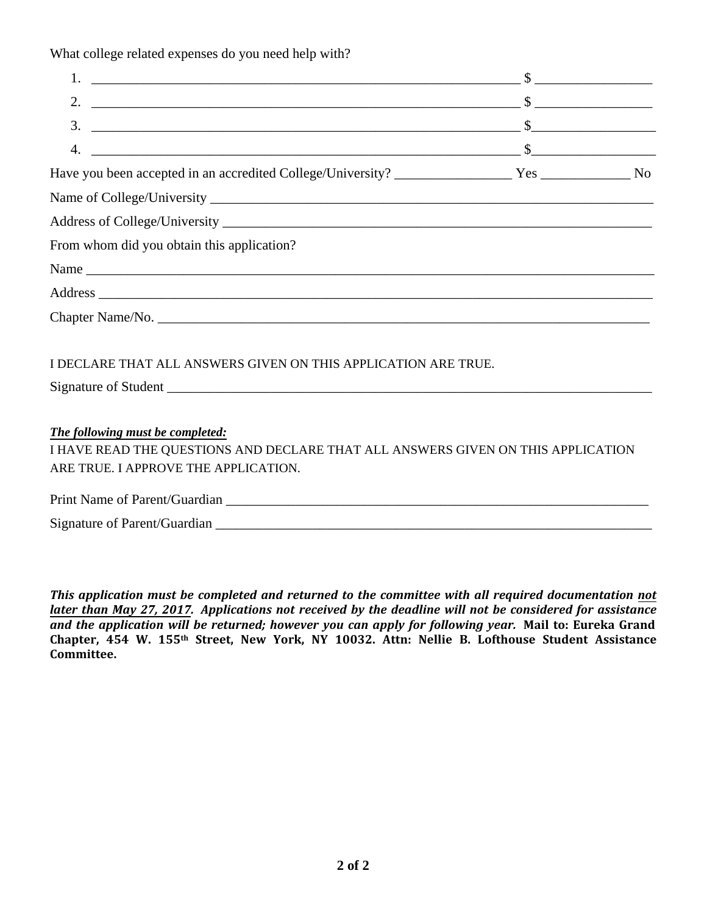What college related expenses do you need help with?

1. ________________________________________________________________ $ ________________
2. ________________________________________________________________ $ ________________
3. ________________________________________________________________ $__________________
4. ________________________________________________________________ $__________________

Have you been accepted in an accredited College/University? _________________ Yes _____________ No

Name of College/University ____________________________________________________________________

Address of College/University __________________________________________________________________

From whom did you obtain this application?

Name ______________________________________________________________________________________

Address ____________________________________________________________________________________

Chapter Name/No. ___________________________________________________________________________

I DECLARE THAT ALL ANSWERS GIVEN ON THIS APPLICATION ARE TRUE.

Signature of Student __________________________________________________________________________

***The following must be completed:***

I HAVE READ THE QUESTIONS AND DECLARE THAT ALL ANSWERS GIVEN ON THIS APPLICATION ARE TRUE. I APPROVE THE APPLICATION.

Print Name of Parent/Guardian ___________________________________________________________________

Signature of Parent/Guardian ____________________________________________________________________

***This application must be completed and returned to the committee with all required documentation not later than May 27, 2017. Applications not received by the deadline will not be considered for assistance and the application will be returned; however you can apply for following year.*** **Mail to: Eureka Grand Chapter, 454 W. 155th Street, New York, NY 10032. Attn: Nellie B. Lofthouse Student Assistance Committee.**